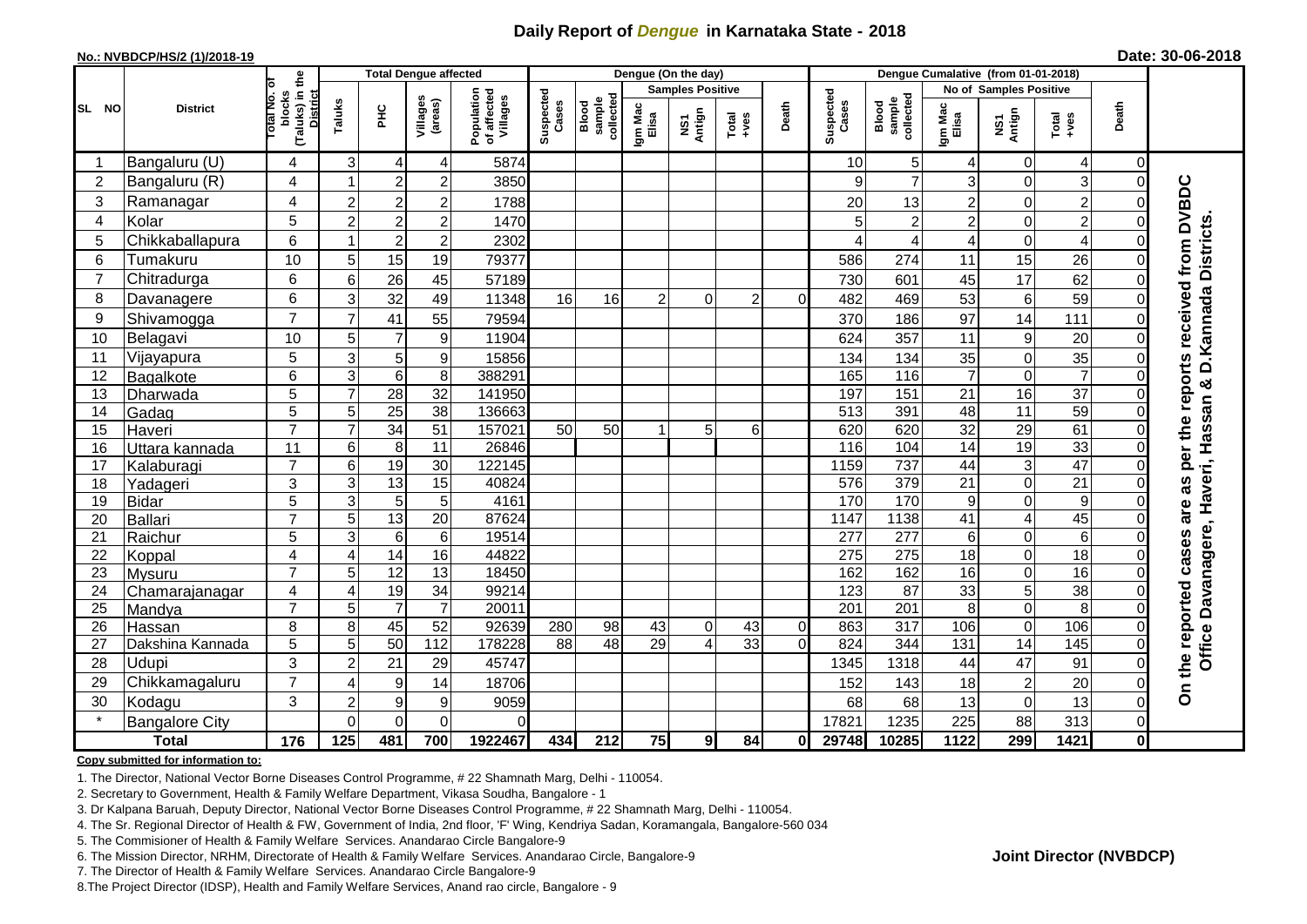# Daily Report of *Dengue* in Karnataka State - 2018

**No.: NVBDCP/HS/2 (1)/2018-19**

**Date: 30-06-2018**

| SL NO | District | Total No. of blocks (Taluks) in the District | Total Dengue affected | | | | Dengue (On the day) | | | | | | Dengue Cumalative (from 01-01-2018) | | | | | | |
|---|---|---|---|---|---|---|---|---|---|---|---|---|---|---|---|---|---|---|---|
| | | | Taluks | PHC | Villages (areas) | Population of affected Villages | Suspected Cases | Blood sample collected | Samples Positive | | | Death | Suspected Cases | Blood sample collected | No of Samples Positive | | | Death | |
| | | | | | | | | | Igm Mac Elisa | NS1 Antign | Total +ves | | | | Igm Mac Elisa | NS1 Antign | Total +ves | | |
| 1 | Bangaluru (U) | 4 | 3 | 4 | 4 | 5874 | | | | | | | 10 | 5 | 4 | 0 | 4 | 0 | On the reported cases are as per the reports received from DVBDC Office Davanagere, Haveri, Hassan & D.Kannada Districts. |
| 2 | Bangaluru (R) | 4 | 1 | 2 | 2 | 3850 | | | | | | | 9 | 7 | 3 | 0 | 3 | 0 | |
| 3 | Ramanagar | 4 | 2 | 2 | 2 | 1788 | | | | | | | 20 | 13 | 2 | 0 | 2 | 0 | |
| 4 | Kolar | 5 | 2 | 2 | 2 | 1470 | | | | | | | 5 | 2 | 2 | 0 | 2 | 0 | |
| 5 | Chikkaballapura | 6 | 1 | 2 | 2 | 2302 | | | | | | | 4 | 4 | 4 | 0 | 4 | 0 | |
| 6 | Tumakuru | 10 | 5 | 15 | 19 | 79377 | | | | | | | 586 | 274 | 11 | 15 | 26 | 0 | |
| 7 | Chitradurga | 6 | 6 | 26 | 45 | 57189 | | | | | | | 730 | 601 | 45 | 17 | 62 | 0 | |
| 8 | Davanagere | 6 | 3 | 32 | 49 | 11348 | 16 | 16 | 2 | 0 | 2 | 0 | 482 | 469 | 53 | 6 | 59 | 0 | |
| 9 | Shivamogga | 7 | 7 | 41 | 55 | 79594 | | | | | | | 370 | 186 | 97 | 14 | 111 | 0 | |
| 10 | Belagavi | 10 | 5 | 7 | 9 | 11904 | | | | | | | 624 | 357 | 11 | 9 | 20 | 0 | |
| 11 | Vijayapura | 5 | 3 | 5 | 9 | 15856 | | | | | | | 134 | 134 | 35 | 0 | 35 | 0 | |
| 12 | Bagalkote | 6 | 3 | 6 | 8 | 388291 | | | | | | | 165 | 116 | 7 | 0 | 7 | 0 | |
| 13 | Dharwada | 5 | 7 | 28 | 32 | 141950 | | | | | | | 197 | 151 | 21 | 16 | 37 | 0 | |
| 14 | Gadag | 5 | 5 | 25 | 38 | 136663 | | | | | | | 513 | 391 | 48 | 11 | 59 | 0 | |
| 15 | Haveri | 7 | 7 | 34 | 51 | 157021 | 50 | 50 | 1 | 5 | 6 | | 620 | 620 | 32 | 29 | 61 | 0 | |
| 16 | Uttara kannada | 11 | 6 | 8 | 11 | 26846 | | | | | | | 116 | 104 | 14 | 19 | 33 | 0 | |
| 17 | Kalaburagi | 7 | 6 | 19 | 30 | 122145 | | | | | | | 1159 | 737 | 44 | 3 | 47 | 0 | |
| 18 | Yadageri | 3 | 3 | 13 | 15 | 40824 | | | | | | | 576 | 379 | 21 | 0 | 21 | 0 | |
| 19 | Bidar | 5 | 3 | 5 | 5 | 4161 | | | | | | | 170 | 170 | 9 | 0 | 9 | 0 | |
| 20 | Ballari | 7 | 5 | 13 | 20 | 87624 | | | | | | | 1147 | 1138 | 41 | 4 | 45 | 0 | |
| 21 | Raichur | 5 | 3 | 6 | 6 | 19514 | | | | | | | 277 | 277 | 6 | 0 | 6 | 0 | |
| 22 | Koppal | 4 | 4 | 14 | 16 | 44822 | | | | | | | 275 | 275 | 18 | 0 | 18 | 0 | |
| 23 | Mysuru | 7 | 5 | 12 | 13 | 18450 | | | | | | | 162 | 162 | 16 | 0 | 16 | 0 | |
| 24 | Chamarajanagar | 4 | 4 | 19 | 34 | 99214 | | | | | | | 123 | 87 | 33 | 5 | 38 | 0 | |
| 25 | Mandya | 7 | 5 | 7 | 7 | 20011 | | | | | | | 201 | 201 | 8 | 0 | 8 | 0 | |
| 26 | Hassan | 8 | 8 | 45 | 52 | 92639 | 280 | 98 | 43 | 0 | 43 | 0 | 863 | 317 | 106 | 0 | 106 | 0 | |
| 27 | Dakshina Kannada | 5 | 5 | 50 | 112 | 178228 | 88 | 48 | 29 | 4 | 33 | 0 | 824 | 344 | 131 | 14 | 145 | 0 | |
| 28 | Udupi | 3 | 2 | 21 | 29 | 45747 | | | | | | | 1345 | 1318 | 44 | 47 | 91 | 0 | |
| 29 | Chikkamagaluru | 7 | 4 | 9 | 14 | 18706 | | | | | | | 152 | 143 | 18 | 2 | 20 | 0 | |
| 30 | Kodagu | 3 | 2 | 9 | 9 | 9059 | | | | | | | 68 | 68 | 13 | 0 | 13 | 0 | |
| * | Bangalore City | | 0 | 0 | 0 | 0 | | | | | | | 17821 | 1235 | 225 | 88 | 313 | 0 | |
| **Total** | | **176** | **125** | **481** | **700** | **1922467** | **434** | **212** | **75** | **9** | **84** | **0** | **29748** | **10285** | **1122** | **299** | **1421** | **0** | |

**Copy submitted for information to:**

1. The Director, National Vector Borne Diseases Control Programme, # 22 Shamnath Marg, Delhi - 110054.
2. Secretary to Government, Health & Family Welfare Department, Vikasa Soudha, Bangalore - 1
3. Dr Kalpana Baruah, Deputy Director, National Vector Borne Diseases Control Programme, # 22 Shamnath Marg, Delhi - 110054.
4. The Sr. Regional Director of Health & FW, Government of India, 2nd floor, 'F' Wing, Kendriya Sadan, Koramangala, Bangalore-560 034
5. The Commisioner of Health & Family Welfare Services. Anandarao Circle Bangalore-9
6. The Mission Director, NRHM, Directorate of Health & Family Welfare Services. Anandarao Circle, Bangalore-9
7. The Director of Health & Family Welfare Services. Anandarao Circle Bangalore-9
8. The Project Director (IDSP), Health and Family Welfare Services, Anand rao circle, Bangalore - 9

**Joint Director (NVBDCP)**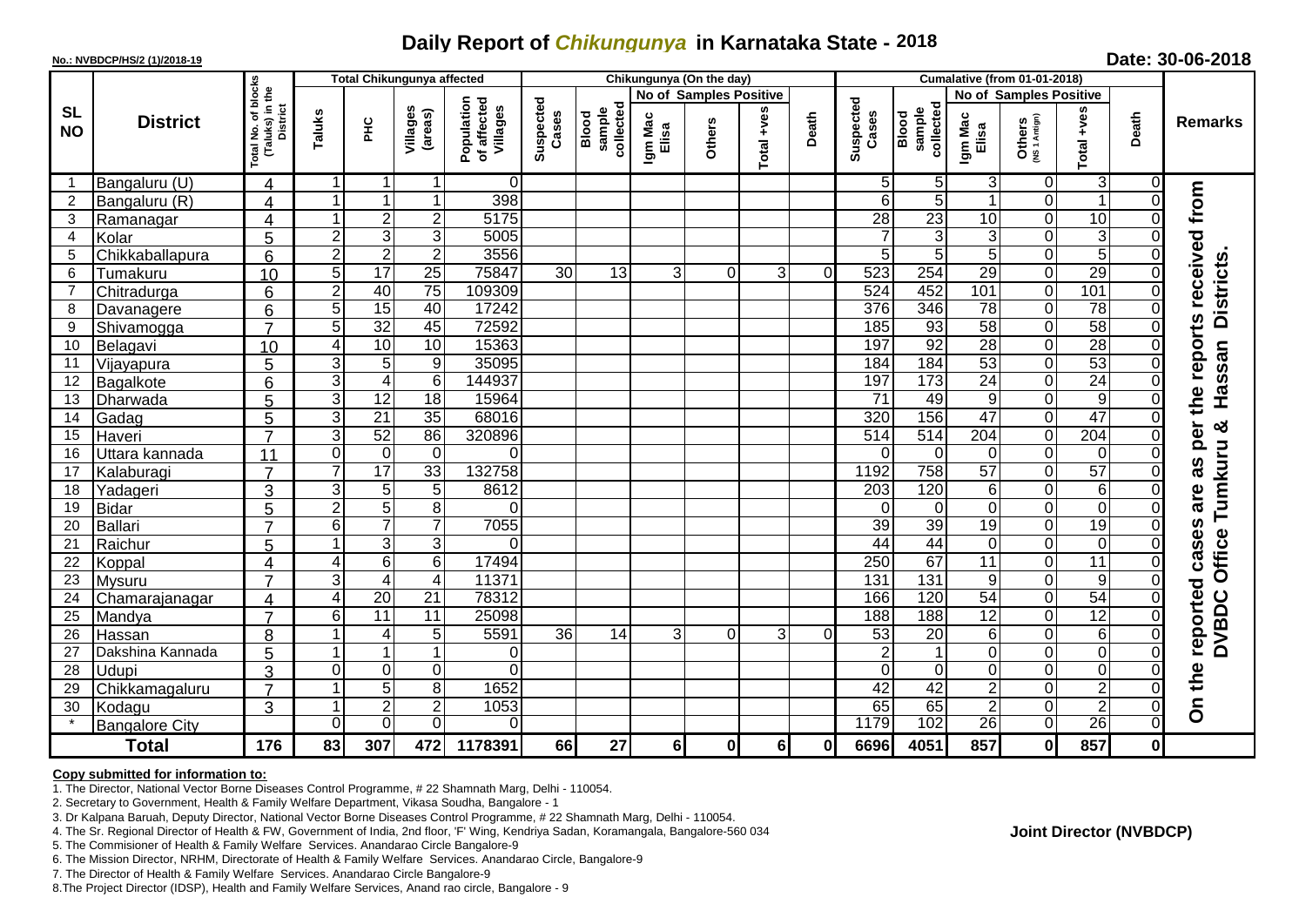# Daily Report of *Chikungunya* in Karnataka State - 2018

**No.: NVBDCP/HS/2 (1)/2018-19** **Date: 30-06-2018**

| SL NO | District | Total No. of blocks (Taluks) in the District | Total Chikungunya affected | | | | Chikungunya (On the day) | | | | | | | Cumalative (from 01-01-2018) | | | | | | | Remarks |
|---|---|---|---|---|---|---|---|---|---|---|---|---|---|---|---|---|---|---|---|---|---|
| | | | Taluks | PHC | Villages (areas) | Population of affected Villages | Suspected Cases | Blood sample collected | No of Samples Positive | | | Death | Suspected Cases | Blood sample collected | No of Samples Positive | | | Death | |
| | | | | | | | | | Igm Mac Elisa | Others | Total +ves | | | | Igm Mac Elisa | Others (NS 1 Antign) | Total +ves | | |
| 1 | Bangaluru (U) | 4 | 1 | 1 | 1 | 0 | | | | | | | 5 | 5 | 3 | 0 | 3 | 0 | On the reported cases are as per the reports received from DVBDC Office Tumkuru & Hassan Districts. |
| 2 | Bangaluru (R) | 4 | 1 | 1 | 1 | 398 | | | | | | | 6 | 5 | 1 | 0 | 1 | 0 | |
| 3 | Ramanagar | 4 | 1 | 2 | 2 | 5175 | | | | | | | 28 | 23 | 10 | 0 | 10 | 0 | |
| 4 | Kolar | 5 | 2 | 3 | 3 | 5005 | | | | | | | 7 | 3 | 3 | 0 | 3 | 0 | |
| 5 | Chikkaballapura | 6 | 2 | 2 | 2 | 3556 | | | | | | | 5 | 5 | 5 | 0 | 5 | 0 | |
| 6 | Tumakuru | 10 | 5 | 17 | 25 | 75847 | 30 | 13 | 3 | 0 | 3 | 0 | 523 | 254 | 29 | 0 | 29 | 0 | |
| 7 | Chitradurga | 6 | 2 | 40 | 75 | 109309 | | | | | | | 524 | 452 | 101 | 0 | 101 | 0 | |
| 8 | Davanagere | 6 | 5 | 15 | 40 | 17242 | | | | | | | 376 | 346 | 78 | 0 | 78 | 0 | |
| 9 | Shivamogga | 7 | 5 | 32 | 45 | 72592 | | | | | | | 185 | 93 | 58 | 0 | 58 | 0 | |
| 10 | Belagavi | 10 | 4 | 10 | 10 | 15363 | | | | | | | 197 | 92 | 28 | 0 | 28 | 0 | |
| 11 | Vijayapura | 5 | 3 | 5 | 9 | 35095 | | | | | | | 184 | 184 | 53 | 0 | 53 | 0 | |
| 12 | Bagalkote | 6 | 3 | 4 | 6 | 144937 | | | | | | | 197 | 173 | 24 | 0 | 24 | 0 | |
| 13 | Dharwada | 5 | 3 | 12 | 18 | 15964 | | | | | | | 71 | 49 | 9 | 0 | 9 | 0 | |
| 14 | Gadag | 5 | 3 | 21 | 35 | 68016 | | | | | | | 320 | 156 | 47 | 0 | 47 | 0 | |
| 15 | Haveri | 7 | 3 | 52 | 86 | 320896 | | | | | | | 514 | 514 | 204 | 0 | 204 | 0 | |
| 16 | Uttara kannada | 11 | 0 | 0 | 0 | 0 | | | | | | | 0 | 0 | 0 | 0 | 0 | 0 | |
| 17 | Kalaburagi | 7 | 7 | 17 | 33 | 132758 | | | | | | | 1192 | 758 | 57 | 0 | 57 | 0 | |
| 18 | Yadageri | 3 | 3 | 5 | 5 | 8612 | | | | | | | 203 | 120 | 6 | 0 | 6 | 0 | |
| 19 | Bidar | 5 | 2 | 5 | 8 | 0 | | | | | | | 0 | 0 | 0 | 0 | 0 | 0 | |
| 20 | Ballari | 7 | 6 | 7 | 7 | 7055 | | | | | | | 39 | 39 | 19 | 0 | 19 | 0 | |
| 21 | Raichur | 5 | 1 | 3 | 3 | 0 | | | | | | | 44 | 44 | 0 | 0 | 0 | 0 | |
| 22 | Koppal | 4 | 4 | 6 | 6 | 17494 | | | | | | | 250 | 67 | 11 | 0 | 11 | 0 | |
| 23 | Mysuru | 7 | 3 | 4 | 4 | 11371 | | | | | | | 131 | 131 | 9 | 0 | 9 | 0 | |
| 24 | Chamarajanagar | 4 | 4 | 20 | 21 | 78312 | | | | | | | 166 | 120 | 54 | 0 | 54 | 0 | |
| 25 | Mandya | 7 | 6 | 11 | 11 | 25098 | | | | | | | 188 | 188 | 12 | 0 | 12 | 0 | |
| 26 | Hassan | 8 | 1 | 4 | 5 | 5591 | 36 | 14 | 3 | 0 | 3 | 0 | 53 | 20 | 6 | 0 | 6 | 0 | |
| 27 | Dakshina Kannada | 5 | 1 | 1 | 1 | 0 | | | | | | | 2 | 1 | 0 | 0 | 0 | 0 | |
| 28 | Udupi | 3 | 0 | 0 | 0 | 0 | | | | | | | 0 | 0 | 0 | 0 | 0 | 0 | |
| 29 | Chikkamagaluru | 7 | 1 | 5 | 8 | 1652 | | | | | | | 42 | 42 | 2 | 0 | 2 | 0 | |
| 30 | Kodagu | 3 | 1 | 2 | 2 | 1053 | | | | | | | 65 | 65 | 2 | 0 | 2 | 0 | |
| * | Bangalore City | | 0 | 0 | 0 | 0 | | | | | | | 1179 | 102 | 26 | 0 | 26 | 0 | |
| **Total** | | **176** | **83** | **307** | **472** | **1178391** | **66** | **27** | **6** | **0** | **6** | **0** | **6696** | **4051** | **857** | **0** | **857** | **0** | |

**Copy submitted for information to:**

1. The Director, National Vector Borne Diseases Control Programme, # 22 Shamnath Marg, Delhi - 110054.
2. Secretary to Government, Health & Family Welfare Department, Vikasa Soudha, Bangalore - 1
3. Dr Kalpana Baruah, Deputy Director, National Vector Borne Diseases Control Programme, # 22 Shamnath Marg, Delhi - 110054.
4. The Sr. Regional Director of Health & FW, Government of India, 2nd floor, 'F' Wing, Kendriya Sadan, Koramangala, Bangalore-560 034
5. The Commisioner of Health & Family Welfare Services. Anandarao Circle Bangalore-9
6. The Mission Director, NRHM, Directorate of Health & Family Welfare Services. Anandarao Circle, Bangalore-9
7. The Director of Health & Family Welfare Services. Anandarao Circle Bangalore-9
8. The Project Director (IDSP), Health and Family Welfare Services, Anand rao circle, Bangalore - 9

**Joint Director (NVBDCP)**